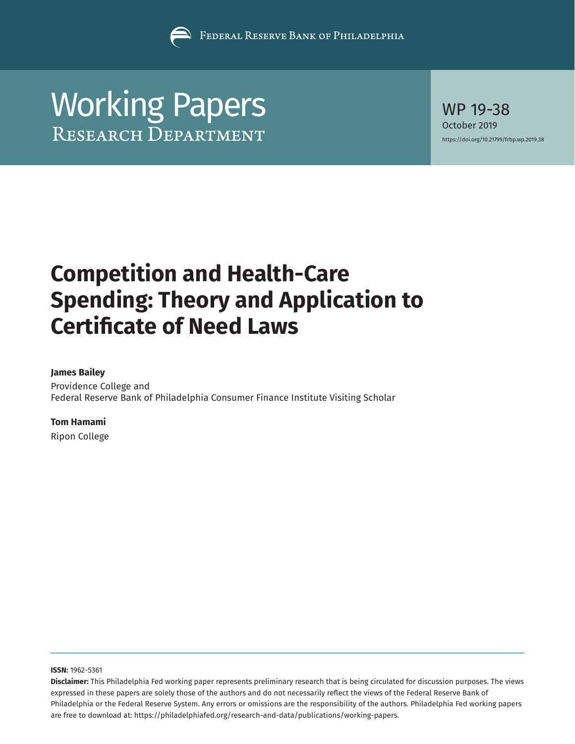Federal Reserve Bank of Philadelphia

# Working Papers
## Research Department

WP 19-38
October 2019
https://doi.org/10.21799/frbp.wp.2019.38

# Competition and Health-Care Spending: Theory and Application to Certificate of Need Laws

**James Bailey**
Providence College and
Federal Reserve Bank of Philadelphia Consumer Finance Institute Visiting Scholar

**Tom Hamami**
Ripon College

**ISSN:** 1962-5361
**Disclaimer:** This Philadelphia Fed working paper represents preliminary research that is being circulated for discussion purposes. The views expressed in these papers are solely those of the authors and do not necessarily reflect the views of the Federal Reserve Bank of Philadelphia or the Federal Reserve System. Any errors or omissions are the responsibility of the authors. Philadelphia Fed working papers are free to download at: https://philadelphiafed.org/research-and-data/publications/working-papers.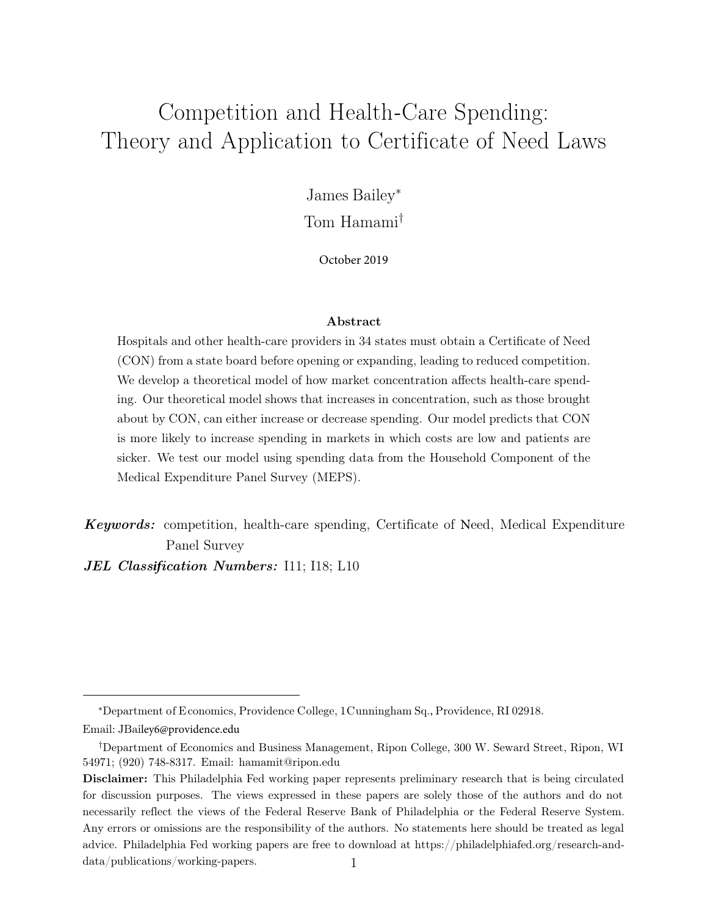# Competition and Health-Care Spending: Theory and Application to Certificate of Need Laws

James Bailey*

Tom Hamami†

October 2019

**Abstract**

Hospitals and other health-care providers in 34 states must obtain a Certificate of Need (CON) from a state board before opening or expanding, leading to reduced competition. We develop a theoretical model of how market concentration affects health-care spending. Our theoretical model shows that increases in concentration, such as those brought about by CON, can either increase or decrease spending. Our model predicts that CON is more likely to increase spending in markets in which costs are low and patients are sicker. We test our model using spending data from the Household Component of the Medical Expenditure Panel Survey (MEPS).

***Keywords:*** competition, health-care spending, Certificate of Need, Medical Expenditure Panel Survey

***JEL Classification Numbers:*** I11; I18; L10

---

*Department of Economics, Providence College, 1 Cunningham Sq., Providence, RI 02918. Email: JBailey6@providence.edu

†Department of Economics and Business Management, Ripon College, 300 W. Seward Street, Ripon, WI 54971; (920) 748-8317. Email: hamamit@ripon.edu

**Disclaimer:** This Philadelphia Fed working paper represents preliminary research that is being circulated for discussion purposes. The views expressed in these papers are solely those of the authors and do not necessarily reflect the views of the Federal Reserve Bank of Philadelphia or the Federal Reserve System. Any errors or omissions are the responsibility of the authors. No statements here should be treated as legal advice. Philadelphia Fed working papers are free to download at https://philadelphiafed.org/research-and-data/publications/working-papers.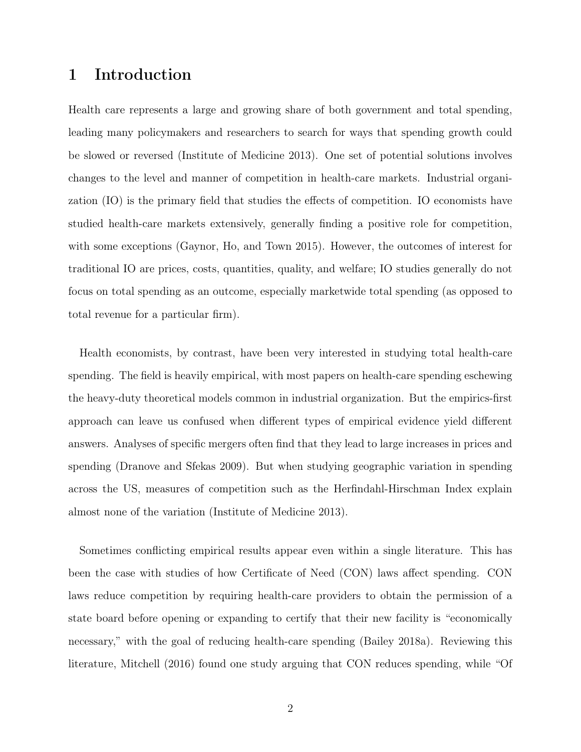# 1 Introduction

Health care represents a large and growing share of both government and total spending, leading many policymakers and researchers to search for ways that spending growth could be slowed or reversed (Institute of Medicine 2013). One set of potential solutions involves changes to the level and manner of competition in health-care markets. Industrial organization (IO) is the primary field that studies the effects of competition. IO economists have studied health-care markets extensively, generally finding a positive role for competition, with some exceptions (Gaynor, Ho, and Town 2015). However, the outcomes of interest for traditional IO are prices, costs, quantities, quality, and welfare; IO studies generally do not focus on total spending as an outcome, especially marketwide total spending (as opposed to total revenue for a particular firm).

Health economists, by contrast, have been very interested in studying total health-care spending. The field is heavily empirical, with most papers on health-care spending eschewing the heavy-duty theoretical models common in industrial organization. But the empirics-first approach can leave us confused when different types of empirical evidence yield different answers. Analyses of specific mergers often find that they lead to large increases in prices and spending (Dranove and Sfekas 2009). But when studying geographic variation in spending across the US, measures of competition such as the Herfindahl-Hirschman Index explain almost none of the variation (Institute of Medicine 2013).

Sometimes conflicting empirical results appear even within a single literature. This has been the case with studies of how Certificate of Need (CON) laws affect spending. CON laws reduce competition by requiring health-care providers to obtain the permission of a state board before opening or expanding to certify that their new facility is "economically necessary," with the goal of reducing health-care spending (Bailey 2018a). Reviewing this literature, Mitchell (2016) found one study arguing that CON reduces spending, while "Of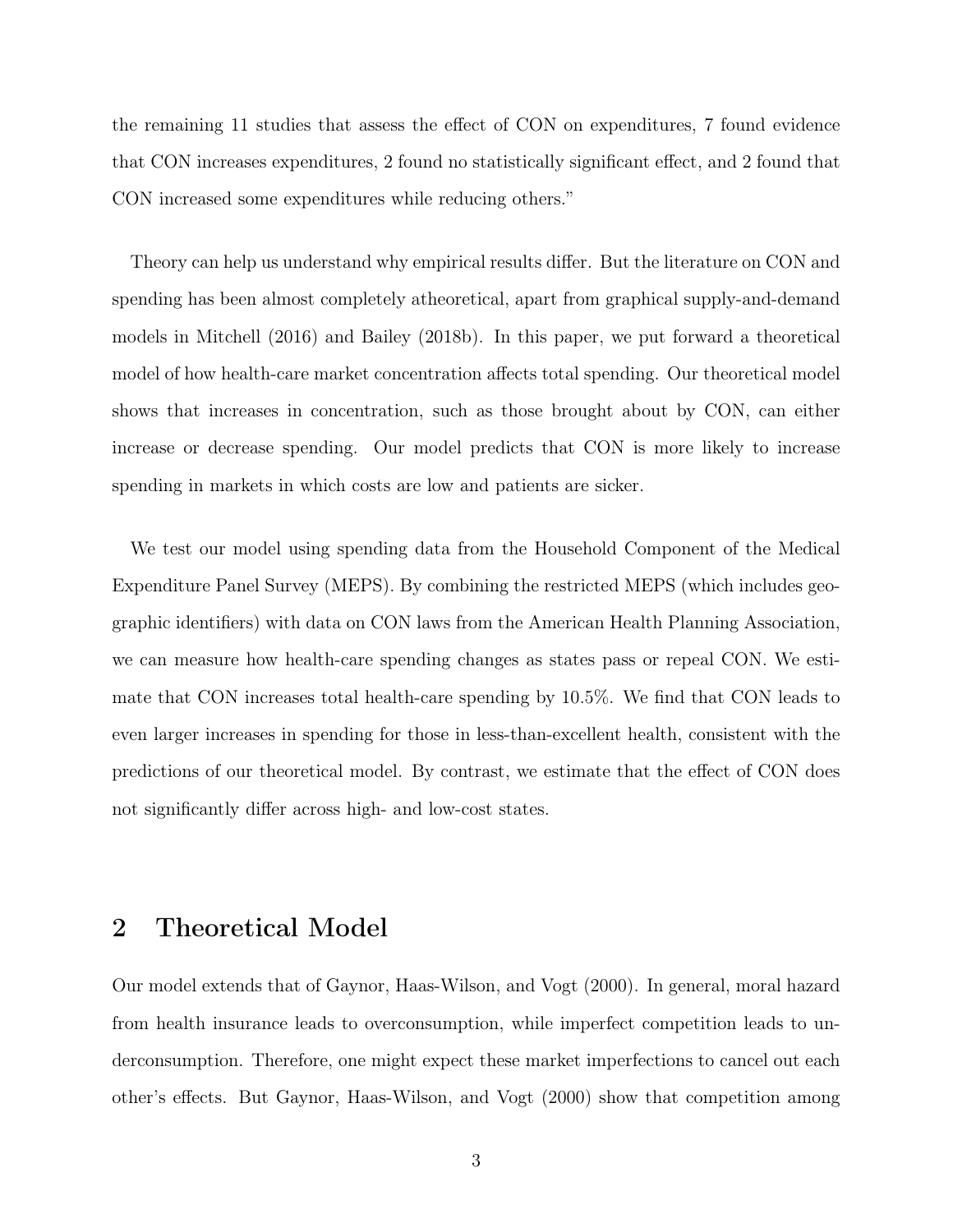the remaining 11 studies that assess the effect of CON on expenditures, 7 found evidence that CON increases expenditures, 2 found no statistically significant effect, and 2 found that CON increased some expenditures while reducing others."

Theory can help us understand why empirical results differ. But the literature on CON and spending has been almost completely atheoretical, apart from graphical supply-and-demand models in Mitchell (2016) and Bailey (2018b). In this paper, we put forward a theoretical model of how health-care market concentration affects total spending. Our theoretical model shows that increases in concentration, such as those brought about by CON, can either increase or decrease spending. Our model predicts that CON is more likely to increase spending in markets in which costs are low and patients are sicker.

We test our model using spending data from the Household Component of the Medical Expenditure Panel Survey (MEPS). By combining the restricted MEPS (which includes geographic identifiers) with data on CON laws from the American Health Planning Association, we can measure how health-care spending changes as states pass or repeal CON. We estimate that CON increases total health-care spending by 10.5%. We find that CON leads to even larger increases in spending for those in less-than-excellent health, consistent with the predictions of our theoretical model. By contrast, we estimate that the effect of CON does not significantly differ across high- and low-cost states.

## 2 Theoretical Model

Our model extends that of Gaynor, Haas-Wilson, and Vogt (2000). In general, moral hazard from health insurance leads to overconsumption, while imperfect competition leads to underconsumption. Therefore, one might expect these market imperfections to cancel out each other's effects. But Gaynor, Haas-Wilson, and Vogt (2000) show that competition among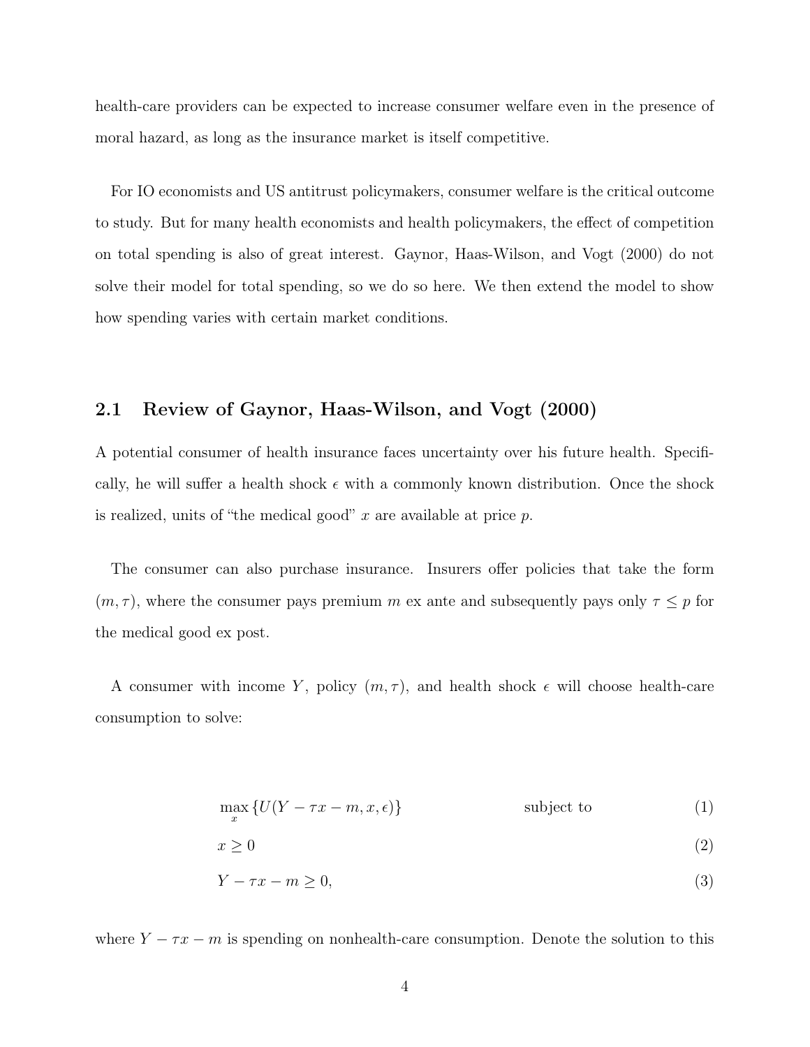health-care providers can be expected to increase consumer welfare even in the presence of moral hazard, as long as the insurance market is itself competitive.

For IO economists and US antitrust policymakers, consumer welfare is the critical outcome to study. But for many health economists and health policymakers, the effect of competition on total spending is also of great interest. Gaynor, Haas-Wilson, and Vogt (2000) do not solve their model for total spending, so we do so here. We then extend the model to show how spending varies with certain market conditions.

## 2.1 Review of Gaynor, Haas-Wilson, and Vogt (2000)

A potential consumer of health insurance faces uncertainty over his future health. Specifically, he will suffer a health shock $\epsilon$ with a commonly known distribution. Once the shock is realized, units of "the medical good" $x$ are available at price $p$.

The consumer can also purchase insurance. Insurers offer policies that take the form $(m, \tau)$, where the consumer pays premium $m$ ex ante and subsequently pays only $\tau \leq p$ for the medical good ex post.

A consumer with income $Y$, policy $(m, \tau)$, and health shock $\epsilon$ will choose health-care consumption to solve:

$$\max_x \{U(Y - \tau x - m, x, \epsilon)\} \qquad \text{subject to} \tag{1}$$

$$x \geq 0 \tag{2}$$

$$Y - \tau x - m \geq 0, \tag{3}$$

where $Y - \tau x - m$ is spending on nonhealth-care consumption. Denote the solution to this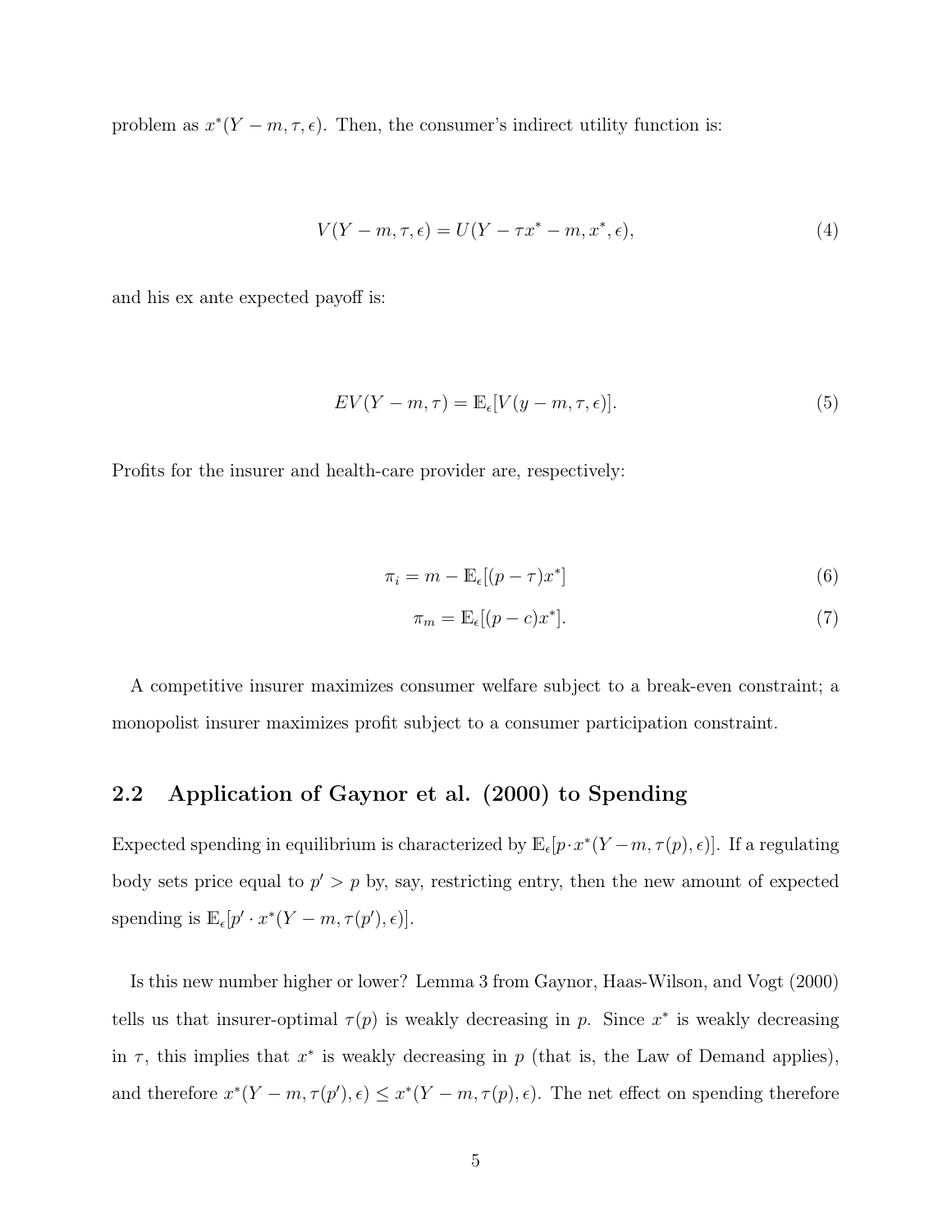problem as $x^*(Y - m, \tau, \epsilon)$. Then, the consumer's indirect utility function is:

$$V(Y - m, \tau, \epsilon) = U(Y - \tau x^* - m, x^*, \epsilon), \tag{4}$$

and his ex ante expected payoff is:

$$EV(Y - m, \tau) = \mathbb{E}_\epsilon[V(y - m, \tau, \epsilon)]. \tag{5}$$

Profits for the insurer and health-care provider are, respectively:

$$\pi_i = m - \mathbb{E}_\epsilon[(p - \tau)x^*] \tag{6}$$

$$\pi_m = \mathbb{E}_\epsilon[(p - c)x^*]. \tag{7}$$

A competitive insurer maximizes consumer welfare subject to a break-even constraint; a monopolist insurer maximizes profit subject to a consumer participation constraint.

## 2.2 Application of Gaynor et al. (2000) to Spending

Expected spending in equilibrium is characterized by $\mathbb{E}_\epsilon[p \cdot x^*(Y - m, \tau(p), \epsilon)]$. If a regulating body sets price equal to $p' > p$ by, say, restricting entry, then the new amount of expected spending is $\mathbb{E}_\epsilon[p' \cdot x^*(Y - m, \tau(p'), \epsilon)]$.

Is this new number higher or lower? Lemma 3 from Gaynor, Haas-Wilson, and Vogt (2000) tells us that insurer-optimal $\tau(p)$ is weakly decreasing in $p$. Since $x^*$ is weakly decreasing in $\tau$, this implies that $x^*$ is weakly decreasing in $p$ (that is, the Law of Demand applies), and therefore $x^*(Y - m, \tau(p'), \epsilon) \leq x^*(Y - m, \tau(p), \epsilon)$. The net effect on spending therefore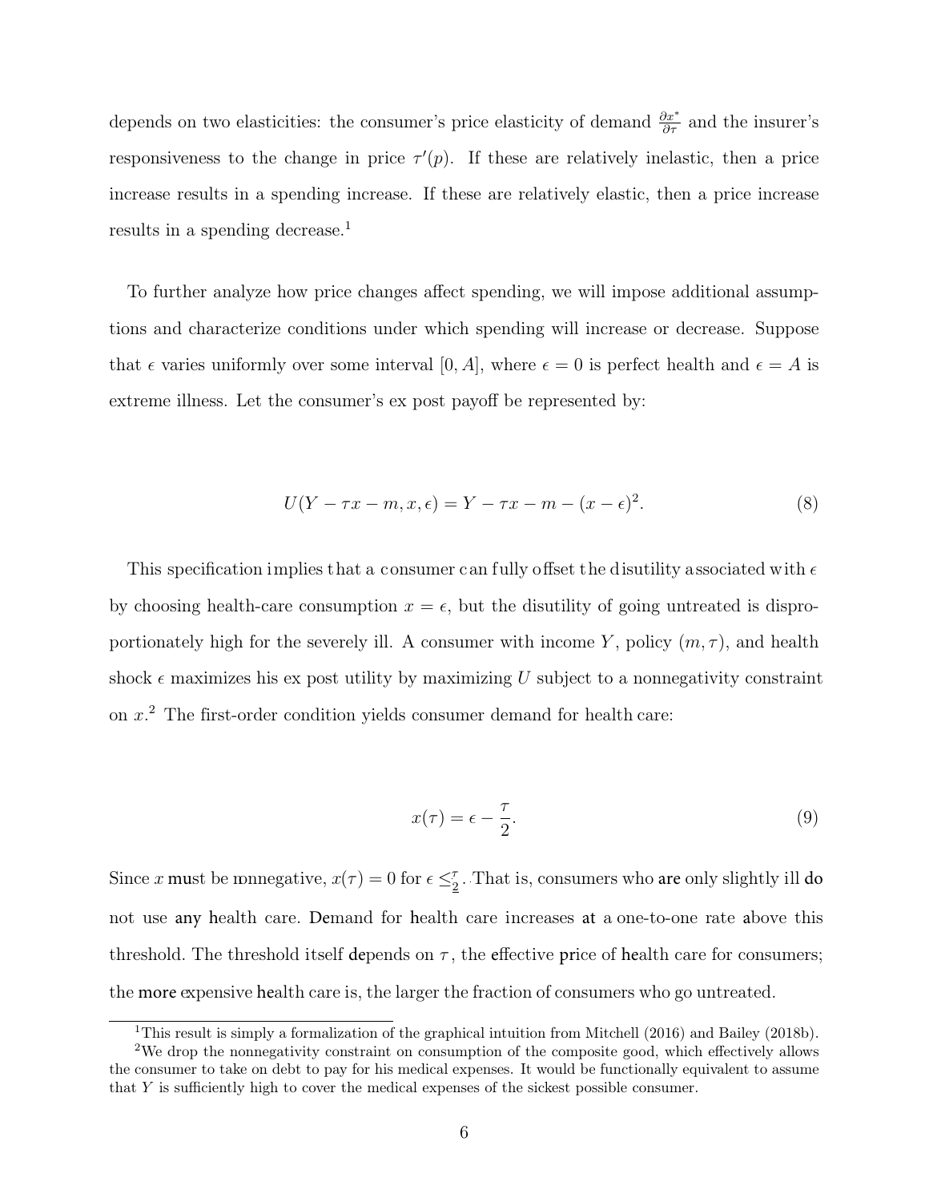depends on two elasticities: the consumer's price elasticity of demand $\frac{\partial x^*}{\partial \tau}$ and the insurer's responsiveness to the change in price $\tau'(p)$. If these are relatively inelastic, then a price increase results in a spending increase. If these are relatively elastic, then a price increase results in a spending decrease.[1]

To further analyze how price changes affect spending, we will impose additional assumptions and characterize conditions under which spending will increase or decrease. Suppose that $\epsilon$ varies uniformly over some interval $[0, A]$, where $\epsilon = 0$ is perfect health and $\epsilon = A$ is extreme illness. Let the consumer's ex post payoff be represented by:

$$U(Y - \tau x - m, x, \epsilon) = Y - \tau x - m - (x - \epsilon)^2. \tag{8}$$

This specification implies that a consumer can fully offset the disutility associated with $\epsilon$ by choosing health-care consumption $x = \epsilon$, but the disutility of going untreated is disproportionately high for the severely ill. A consumer with income $Y$, policy $(m, \tau)$, and health shock $\epsilon$ maximizes his ex post utility by maximizing $U$ subject to a nonnegativity constraint on $x$.[2] The first-order condition yields consumer demand for health care:

$$x(\tau) = \epsilon - \frac{\tau}{2}. \tag{9}$$

Since $x$ must be nonnegative, $x(\tau) = 0$ for $\epsilon \leq \frac{\tau}{2}$. That is, consumers who are only slightly ill do not use any health care. Demand for health care increases at a one-to-one rate above this threshold. The threshold itself depends on $\tau$, the effective price of health care for consumers; the more expensive health care is, the larger the fraction of consumers who go untreated.

[1] This result is simply a formalization of the graphical intuition from Mitchell (2016) and Bailey (2018b).

[2] We drop the nonnegativity constraint on consumption of the composite good, which effectively allows the consumer to take on debt to pay for his medical expenses. It would be functionally equivalent to assume that $Y$ is sufficiently high to cover the medical expenses of the sickest possible consumer.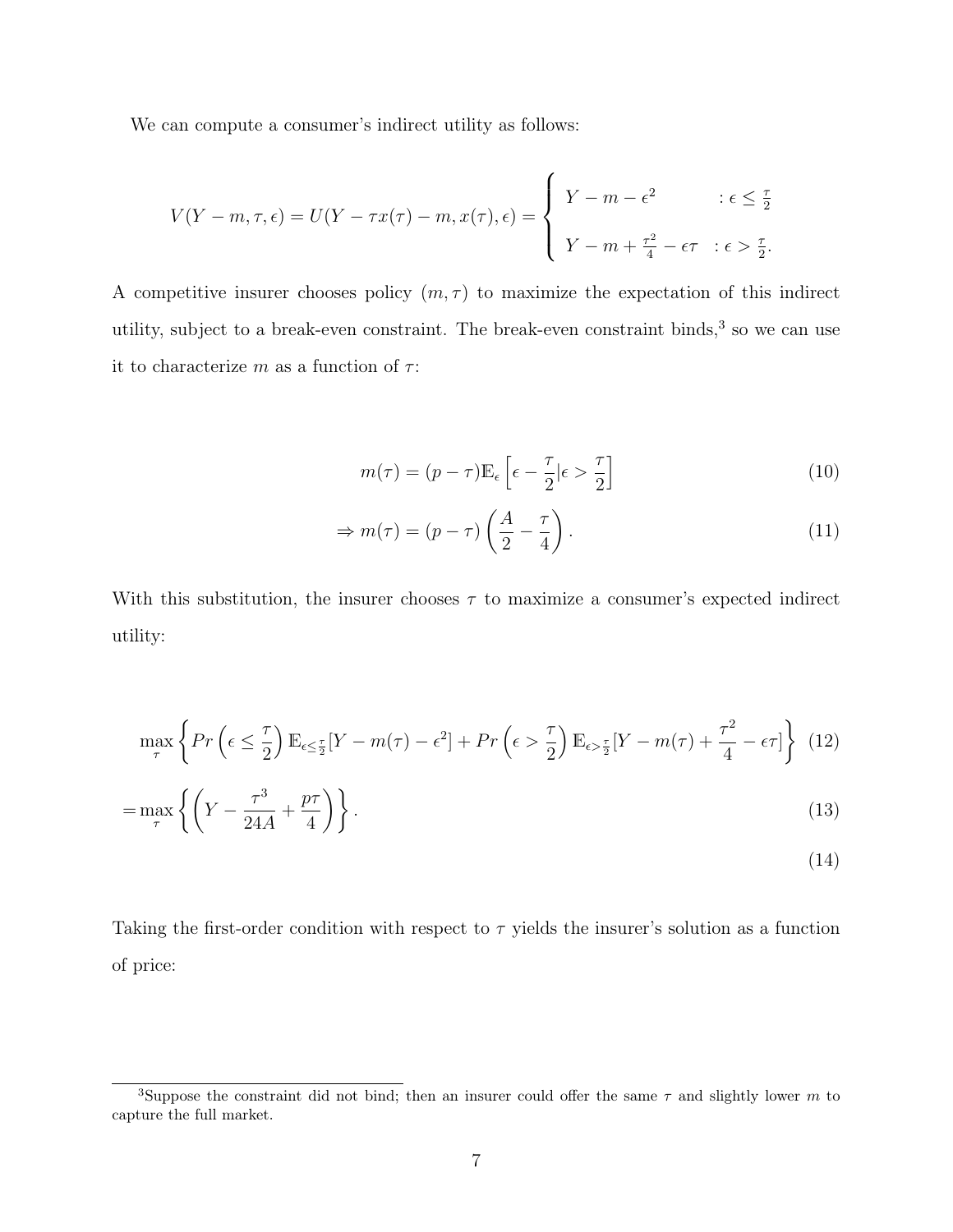We can compute a consumer's indirect utility as follows:

$$V(Y-m,\tau,\epsilon) = U(Y-\tau x(\tau)-m, x(\tau),\epsilon) = \begin{cases} Y-m-\epsilon^2 & : \epsilon \leq \frac{\tau}{2} \\ Y-m+\frac{\tau^2}{4}-\epsilon\tau & : \epsilon > \frac{\tau}{2}. \end{cases}$$

A competitive insurer chooses policy $(m,\tau)$ to maximize the expectation of this indirect utility, subject to a break-even constraint. The break-even constraint binds,[3] so we can use it to characterize $m$ as a function of $\tau$:

$$m(\tau) = (p-\tau)\mathbb{E}_\epsilon\left[\epsilon - \frac{\tau}{2} | \epsilon > \frac{\tau}{2}\right] \tag{10}$$

$$\Rightarrow m(\tau) = (p-\tau)\left(\frac{A}{2}-\frac{\tau}{4}\right). \tag{11}$$

With this substitution, the insurer chooses $\tau$ to maximize a consumer's expected indirect utility:

$$\max_\tau \left\{ Pr\left(\epsilon \leq \frac{\tau}{2}\right)\mathbb{E}_{\epsilon\leq\frac{\tau}{2}}[Y-m(\tau)-\epsilon^2] + Pr\left(\epsilon > \frac{\tau}{2}\right)\mathbb{E}_{\epsilon>\frac{\tau}{2}}[Y-m(\tau)+\frac{\tau^2}{4}-\epsilon\tau]\right\} \tag{12}$$

$$= \max_\tau \left\{ \left(Y - \frac{\tau^3}{24A} + \frac{p\tau}{4}\right)\right\}. \tag{13}$$

$$\tag{14}$$

Taking the first-order condition with respect to $\tau$ yields the insurer's solution as a function of price:

[3] Suppose the constraint did not bind; then an insurer could offer the same $\tau$ and slightly lower $m$ to capture the full market.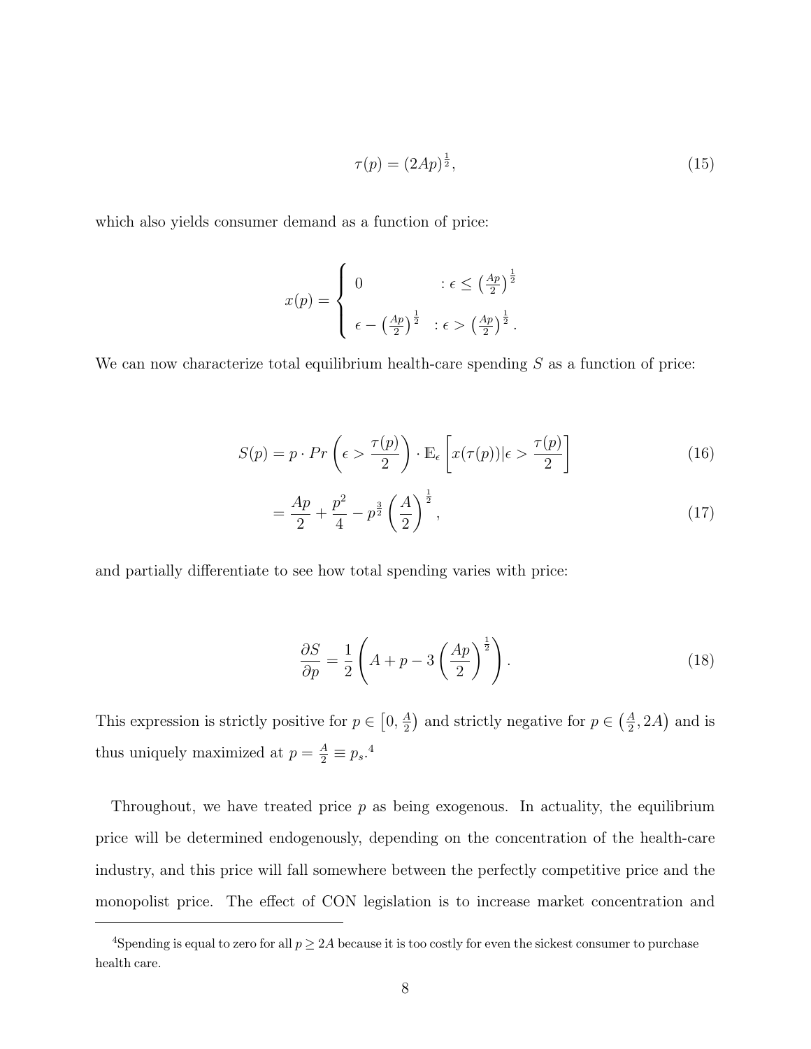$$\tau(p) = (2Ap)^{\frac{1}{2}}, \tag{15}$$

which also yields consumer demand as a function of price:

$$x(p) = \begin{cases} 0 & : \epsilon \leq \left(\frac{Ap}{2}\right)^{\frac{1}{2}} \\ \epsilon - \left(\frac{Ap}{2}\right)^{\frac{1}{2}} & : \epsilon > \left(\frac{Ap}{2}\right)^{\frac{1}{2}}. \end{cases}$$

We can now characterize total equilibrium health-care spending $S$ as a function of price:

$$S(p) = p \cdot Pr\left(\epsilon > \frac{\tau(p)}{2}\right) \cdot \mathbb{E}_\epsilon\left[x(\tau(p))|\epsilon > \frac{\tau(p)}{2}\right] \tag{16}$$

$$= \frac{Ap}{2} + \frac{p^2}{4} - p^{\frac{3}{2}}\left(\frac{A}{2}\right)^{\frac{1}{2}}, \tag{17}$$

and partially differentiate to see how total spending varies with price:

$$\frac{\partial S}{\partial p} = \frac{1}{2}\left(A + p - 3\left(\frac{Ap}{2}\right)^{\frac{1}{2}}\right). \tag{18}$$

This expression is strictly positive for $p \in \left[0, \frac{A}{2}\right)$ and strictly negative for $p \in \left(\frac{A}{2}, 2A\right)$ and is thus uniquely maximized at $p = \frac{A}{2} \equiv p_s$.[4]

Throughout, we have treated price $p$ as being exogenous. In actuality, the equilibrium price will be determined endogenously, depending on the concentration of the health-care industry, and this price will fall somewhere between the perfectly competitive price and the monopolist price. The effect of CON legislation is to increase market concentration and

[4] Spending is equal to zero for all $p \geq 2A$ because it is too costly for even the sickest consumer to purchase health care.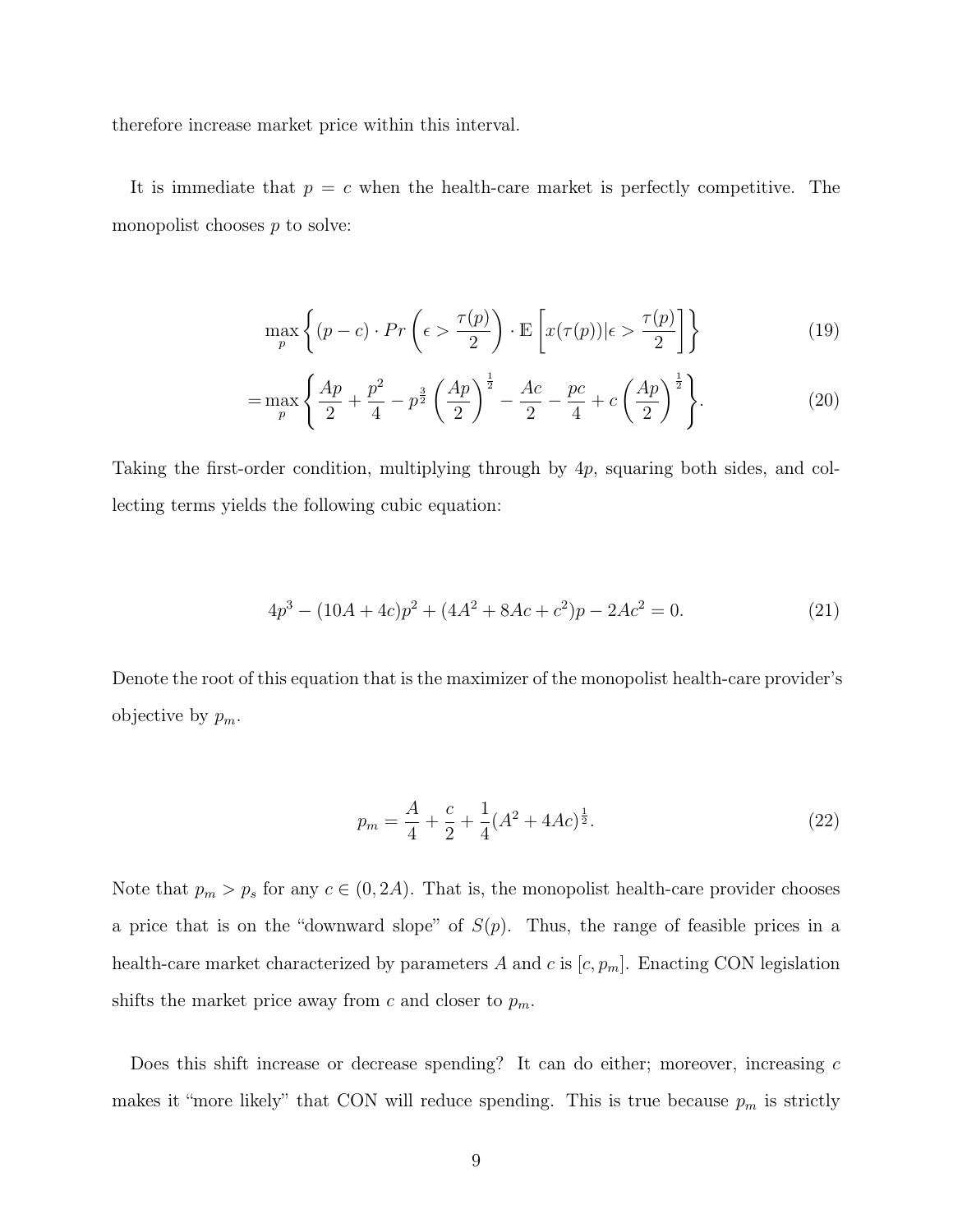therefore increase market price within this interval.

It is immediate that $p = c$ when the health-care market is perfectly competitive. The monopolist chooses $p$ to solve:

$$\max_p \left\{ (p - c) \cdot Pr\left(\epsilon > \frac{\tau(p)}{2}\right) \cdot \mathbb{E}\left[x(\tau(p))|\epsilon > \frac{\tau(p)}{2}\right] \right\} \tag{19}$$

$$= \max_p \left\{ \frac{Ap}{2} + \frac{p^2}{4} - p^{\frac{3}{2}}\left(\frac{Ap}{2}\right)^{\frac{1}{2}} - \frac{Ac}{2} - \frac{pc}{4} + c\left(\frac{Ap}{2}\right)^{\frac{1}{2}} \right\}. \tag{20}$$

Taking the first-order condition, multiplying through by $4p$, squaring both sides, and collecting terms yields the following cubic equation:

$$4p^3 - (10A + 4c)p^2 + (4A^2 + 8Ac + c^2)p - 2Ac^2 = 0. \tag{21}$$

Denote the root of this equation that is the maximizer of the monopolist health-care provider's objective by $p_m$.

$$p_m = \frac{A}{4} + \frac{c}{2} + \frac{1}{4}(A^2 + 4Ac)^{\frac{1}{2}}. \tag{22}$$

Note that $p_m > p_s$ for any $c \in (0, 2A)$. That is, the monopolist health-care provider chooses a price that is on the "downward slope" of $S(p)$. Thus, the range of feasible prices in a health-care market characterized by parameters $A$ and $c$ is $[c, p_m]$. Enacting CON legislation shifts the market price away from $c$ and closer to $p_m$.

Does this shift increase or decrease spending? It can do either; moreover, increasing $c$ makes it "more likely" that CON will reduce spending. This is true because $p_m$ is strictly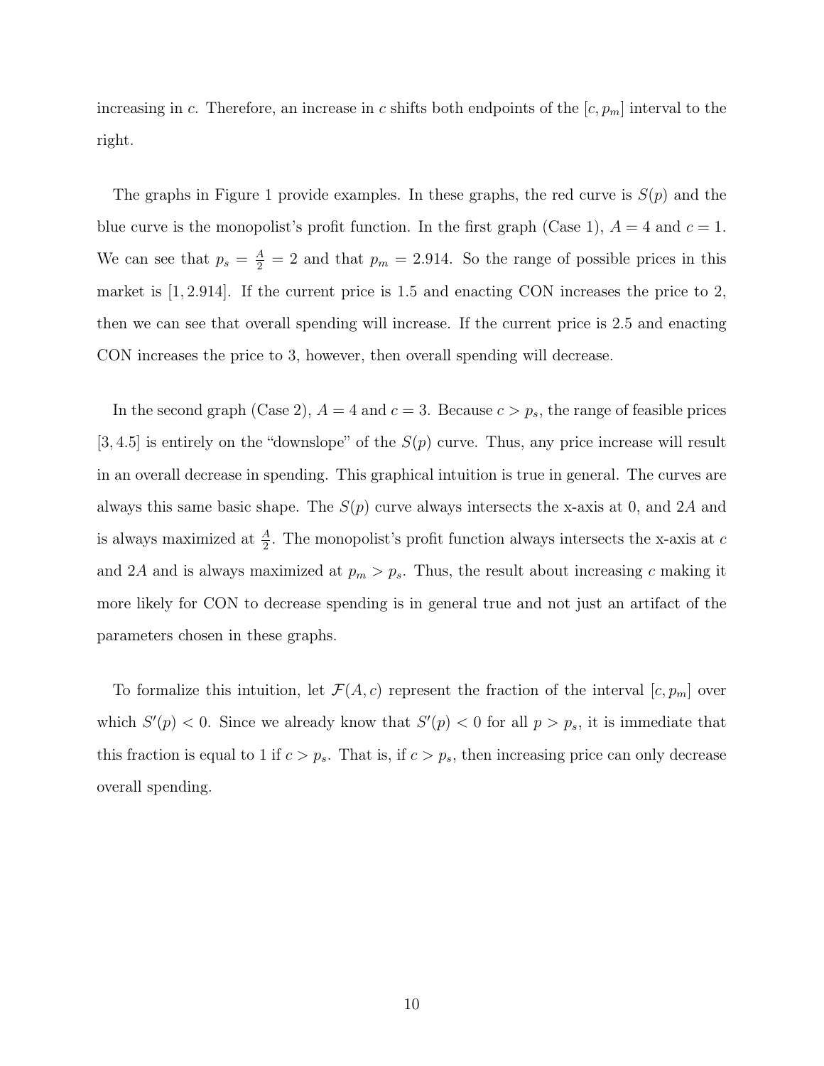increasing in $c$. Therefore, an increase in $c$ shifts both endpoints of the $[c, p_m]$ interval to the right.

The graphs in Figure 1 provide examples. In these graphs, the red curve is $S(p)$ and the blue curve is the monopolist's profit function. In the first graph (Case 1), $A = 4$ and $c = 1$. We can see that $p_s = \frac{A}{2} = 2$ and that $p_m = 2.914$. So the range of possible prices in this market is $[1, 2.914]$. If the current price is 1.5 and enacting CON increases the price to 2, then we can see that overall spending will increase. If the current price is 2.5 and enacting CON increases the price to 3, however, then overall spending will decrease.

In the second graph (Case 2), $A = 4$ and $c = 3$. Because $c > p_s$, the range of feasible prices $[3, 4.5]$ is entirely on the "downslope" of the $S(p)$ curve. Thus, any price increase will result in an overall decrease in spending. This graphical intuition is true in general. The curves are always this same basic shape. The $S(p)$ curve always intersects the x-axis at 0, and $2A$ and is always maximized at $\frac{A}{2}$. The monopolist's profit function always intersects the x-axis at $c$ and $2A$ and is always maximized at $p_m > p_s$. Thus, the result about increasing $c$ making it more likely for CON to decrease spending is in general true and not just an artifact of the parameters chosen in these graphs.

To formalize this intuition, let $\mathcal{F}(A, c)$ represent the fraction of the interval $[c, p_m]$ over which $S'(p) < 0$. Since we already know that $S'(p) < 0$ for all $p > p_s$, it is immediate that this fraction is equal to 1 if $c > p_s$. That is, if $c > p_s$, then increasing price can only decrease overall spending.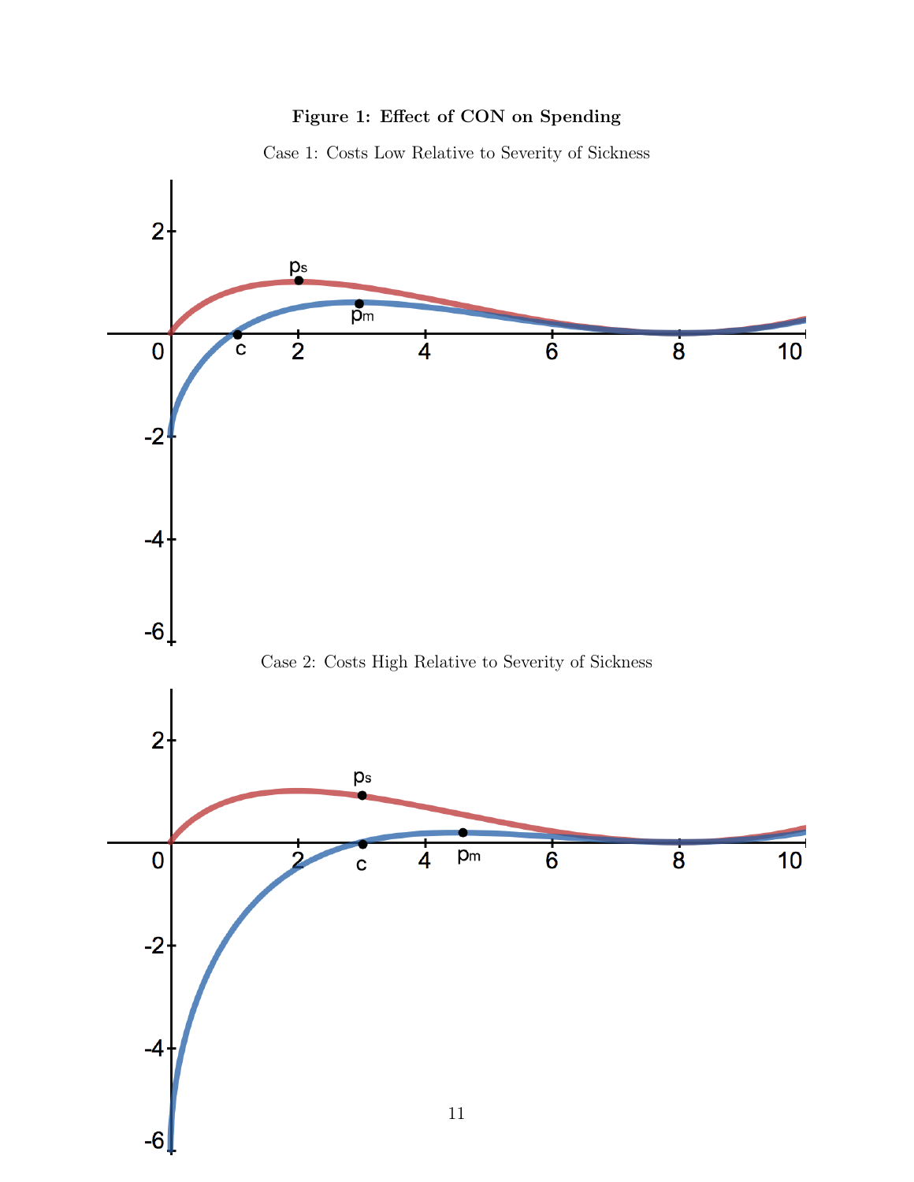**Figure 1: Effect of CON on Spending**

Case 1: Costs Low Relative to Severity of Sickness

Case 2: Costs High Relative to Severity of Sickness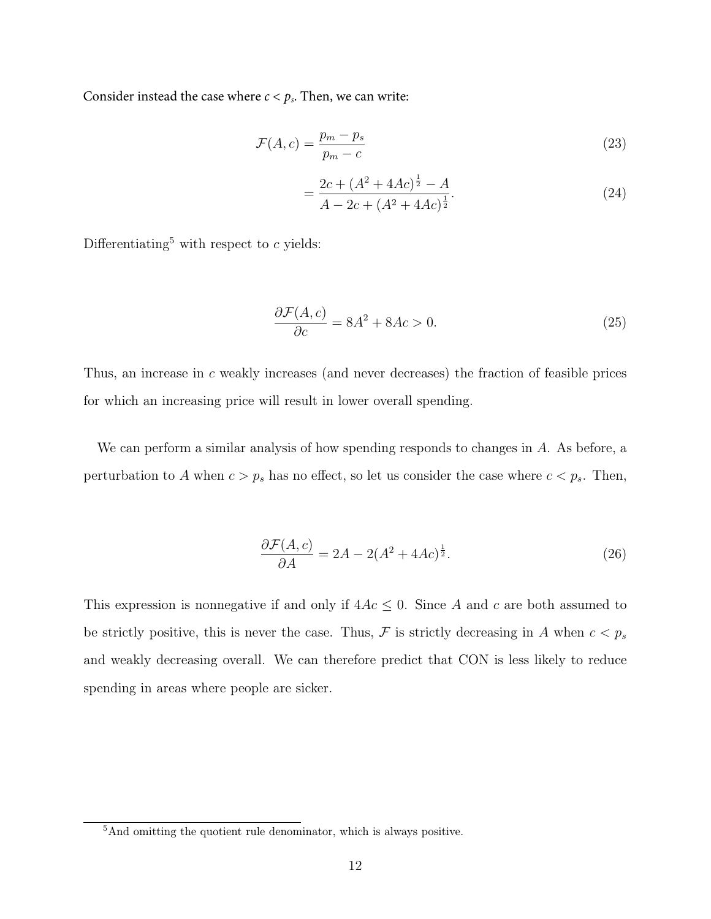Consider instead the case where $c < p_s$. Then, we can write:

$$\mathcal{F}(A, c) = \frac{p_m - p_s}{p_m - c} \tag{23}$$

$$= \frac{2c + (A^2 + 4Ac)^{\frac{1}{2}} - A}{A - 2c + (A^2 + 4Ac)^{\frac{1}{2}}}. \tag{24}$$

Differentiating[5] with respect to $c$ yields:

$$\frac{\partial \mathcal{F}(A, c)}{\partial c} = 8A^2 + 8Ac > 0. \tag{25}$$

Thus, an increase in $c$ weakly increases (and never decreases) the fraction of feasible prices for which an increasing price will result in lower overall spending.

We can perform a similar analysis of how spending responds to changes in $A$. As before, a perturbation to $A$ when $c > p_s$ has no effect, so let us consider the case where $c < p_s$. Then,

$$\frac{\partial \mathcal{F}(A, c)}{\partial A} = 2A - 2(A^2 + 4Ac)^{\frac{1}{2}}. \tag{26}$$

This expression is nonnegative if and only if $4Ac \leq 0$. Since $A$ and $c$ are both assumed to be strictly positive, this is never the case. Thus, $\mathcal{F}$ is strictly decreasing in $A$ when $c < p_s$ and weakly decreasing overall. We can therefore predict that CON is less likely to reduce spending in areas where people are sicker.

[5] And omitting the quotient rule denominator, which is always positive.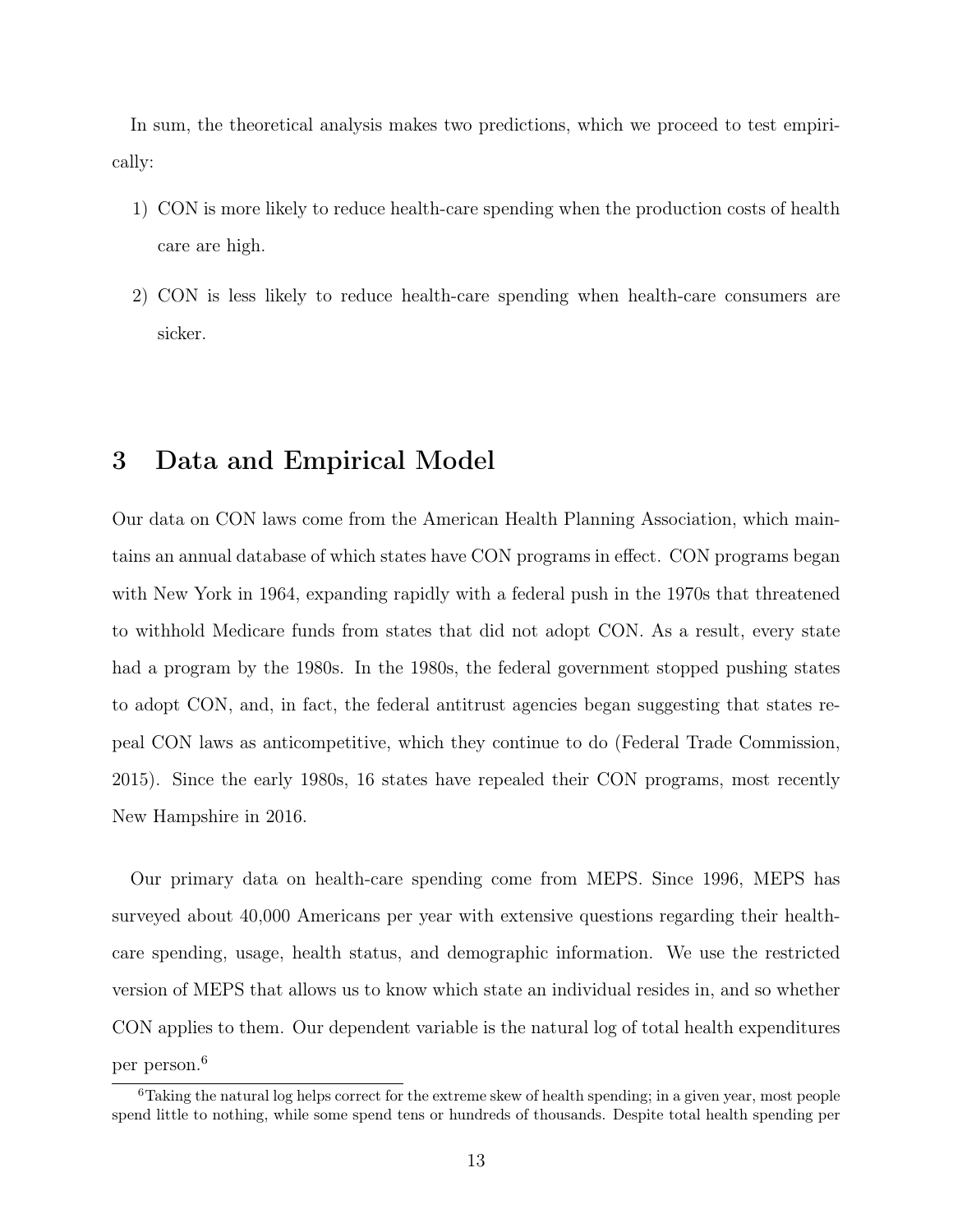In sum, the theoretical analysis makes two predictions, which we proceed to test empirically:

1) CON is more likely to reduce health-care spending when the production costs of health care are high.
2) CON is less likely to reduce health-care spending when health-care consumers are sicker.

# 3 Data and Empirical Model

Our data on CON laws come from the American Health Planning Association, which maintains an annual database of which states have CON programs in effect. CON programs began with New York in 1964, expanding rapidly with a federal push in the 1970s that threatened to withhold Medicare funds from states that did not adopt CON. As a result, every state had a program by the 1980s. In the 1980s, the federal government stopped pushing states to adopt CON, and, in fact, the federal antitrust agencies began suggesting that states repeal CON laws as anticompetitive, which they continue to do (Federal Trade Commission, 2015). Since the early 1980s, 16 states have repealed their CON programs, most recently New Hampshire in 2016.

Our primary data on health-care spending come from MEPS. Since 1996, MEPS has surveyed about 40,000 Americans per year with extensive questions regarding their health-care spending, usage, health status, and demographic information. We use the restricted version of MEPS that allows us to know which state an individual resides in, and so whether CON applies to them. Our dependent variable is the natural log of total health expenditures per person.[6]

[6] Taking the natural log helps correct for the extreme skew of health spending; in a given year, most people spend little to nothing, while some spend tens or hundreds of thousands. Despite total health spending per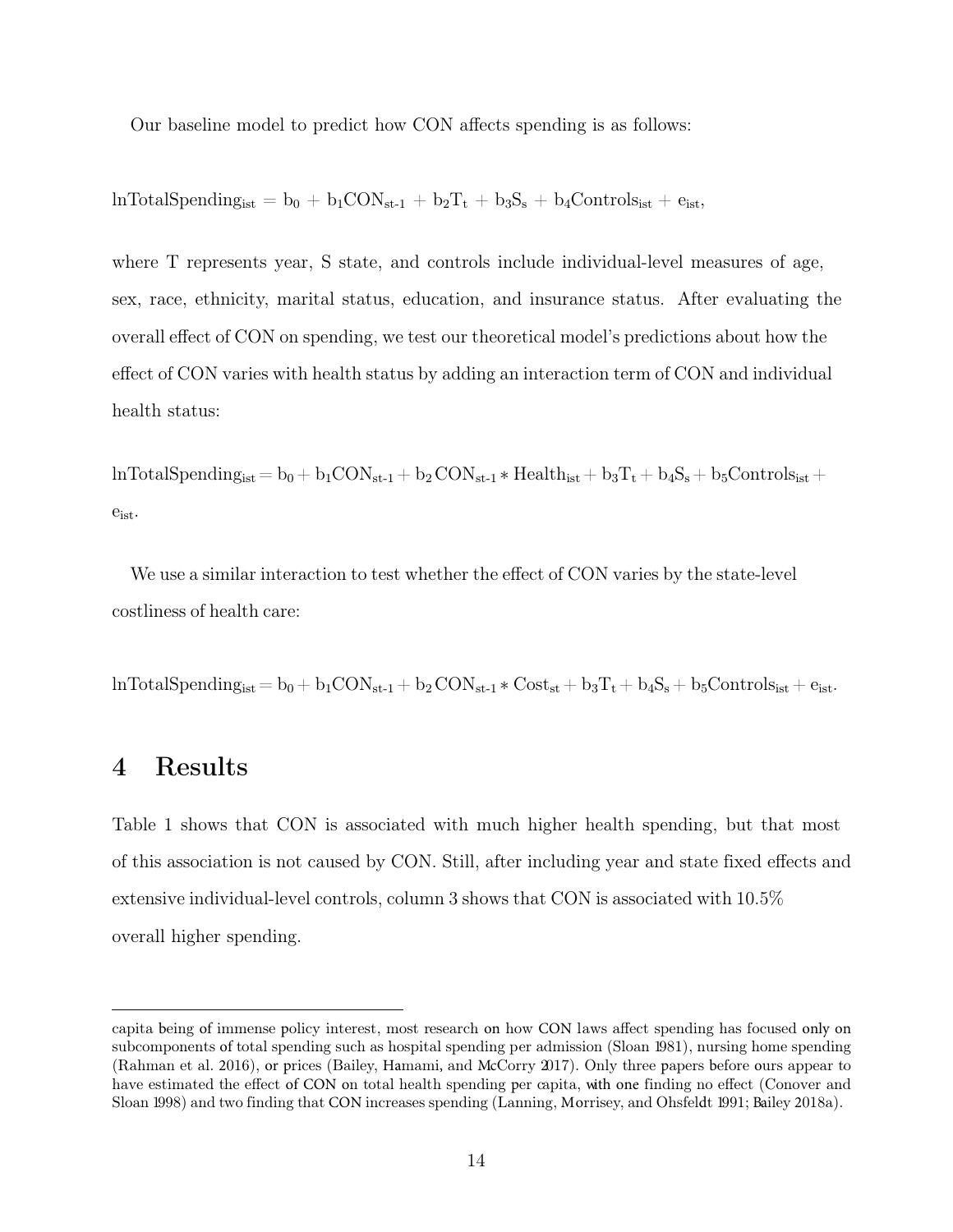Our baseline model to predict how CON affects spending is as follows:

$$\text{lnTotalSpending}_{ist} = b_0 + b_1\text{CON}_{st-1} + b_2\text{T}_t + b_3\text{S}_s + b_4\text{Controls}_{ist} + e_{ist},$$

where T represents year, S state, and controls include individual-level measures of age, sex, race, ethnicity, marital status, education, and insurance status. After evaluating the overall effect of CON on spending, we test our theoretical model's predictions about how the effect of CON varies with health status by adding an interaction term of CON and individual health status:

$$\text{lnTotalSpending}_{ist} = b_0 + b_1\text{CON}_{st-1} + b_2\,\text{CON}_{st-1} * \text{Health}_{ist} + b_3\text{T}_t + b_4\text{S}_s + b_5\text{Controls}_{ist} + e_{ist}.$$

We use a similar interaction to test whether the effect of CON varies by the state-level costliness of health care:

$$\text{lnTotalSpending}_{ist} = b_0 + b_1\text{CON}_{st-1} + b_2\,\text{CON}_{st-1} * \text{Cost}_{st} + b_3\text{T}_t + b_4\text{S}_s + b_5\text{Controls}_{ist} + e_{ist}.$$

# 4 Results

Table 1 shows that CON is associated with much higher health spending, but that most of this association is not caused by CON. Still, after including year and state fixed effects and extensive individual-level controls, column 3 shows that CON is associated with 10.5% overall higher spending.

---

capita being of immense policy interest, most research on how CON laws affect spending has focused only on subcomponents of total spending such as hospital spending per admission (Sloan 1981), nursing home spending (Rahman et al. 2016), or prices (Bailey, Hamami, and McCorry 2017). Only three papers before ours appear to have estimated the effect of CON on total health spending per capita, with one finding no effect (Conover and Sloan 1998) and two finding that CON increases spending (Lanning, Morrisey, and Ohsfeldt 1991; Bailey 2018a).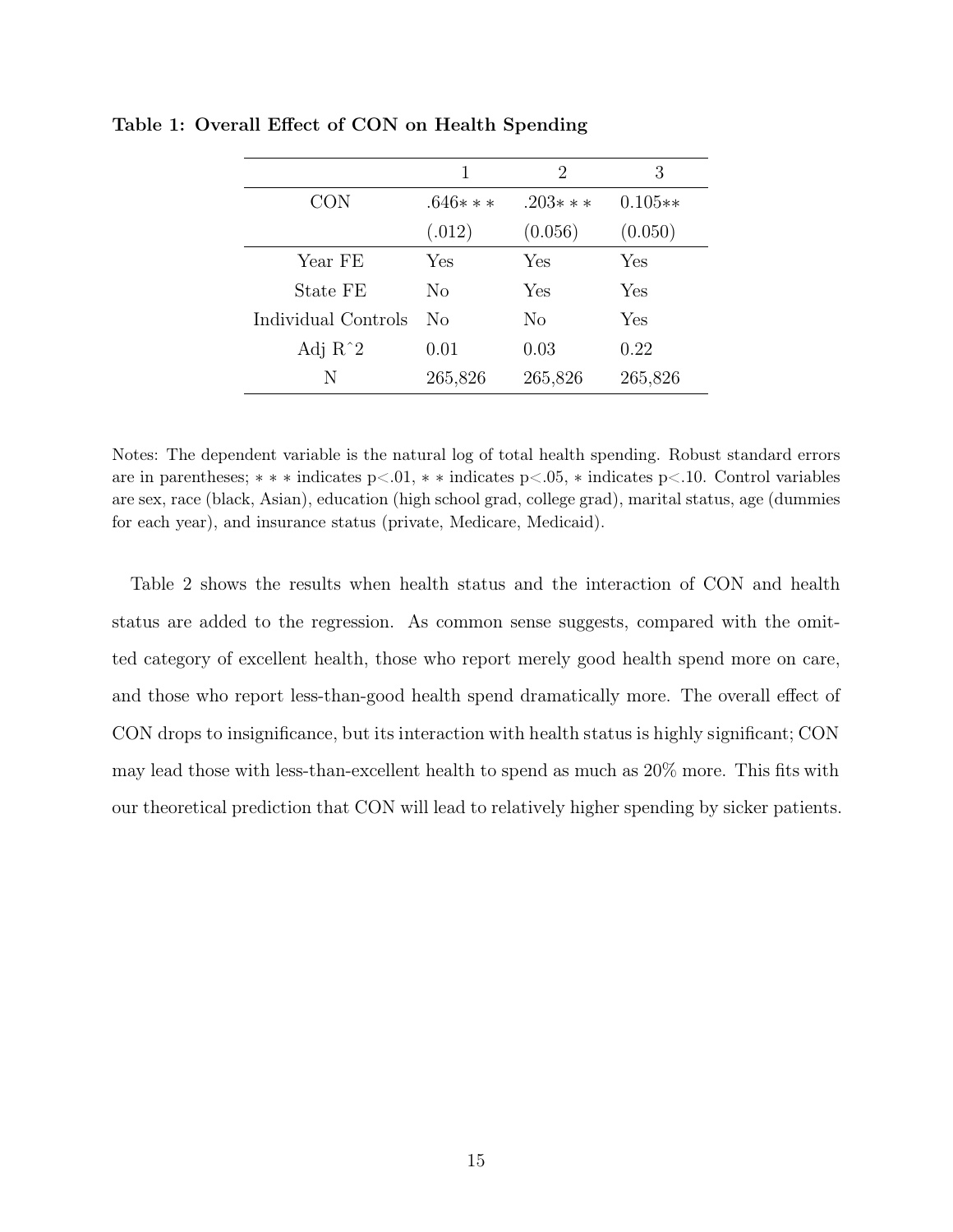**Table 1: Overall Effect of CON on Health Spending**

| | 1 | 2 | 3 |
|---|---|---|---|
| CON | .646*** | .203*** | 0.105** |
| | (.012) | (0.056) | (0.050) |
| Year FE | Yes | Yes | Yes |
| State FE | No | Yes | Yes |
| Individual Controls | No | No | Yes |
| Adj $R^2$ | 0.01 | 0.03 | 0.22 |
| N | 265,826 | 265,826 | 265,826 |

Notes: The dependent variable is the natural log of total health spending. Robust standard errors are in parentheses; *** indicates p<.01, ** indicates p<.05, * indicates p<.10. Control variables are sex, race (black, Asian), education (high school grad, college grad), marital status, age (dummies for each year), and insurance status (private, Medicare, Medicaid).

Table 2 shows the results when health status and the interaction of CON and health status are added to the regression. As common sense suggests, compared with the omitted category of excellent health, those who report merely good health spend more on care, and those who report less-than-good health spend dramatically more. The overall effect of CON drops to insignificance, but its interaction with health status is highly significant; CON may lead those with less-than-excellent health to spend as much as 20% more. This fits with our theoretical prediction that CON will lead to relatively higher spending by sicker patients.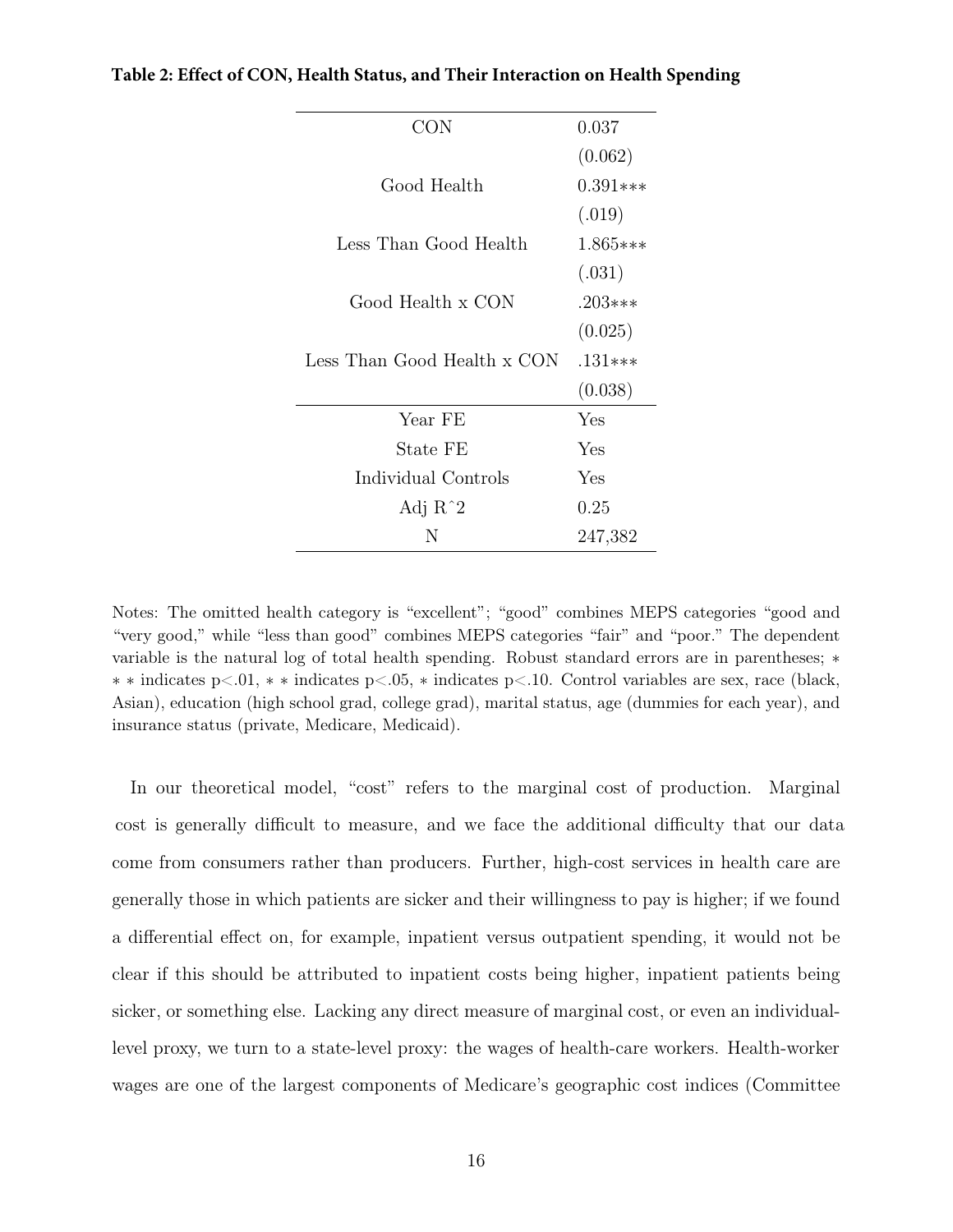**Table 2: Effect of CON, Health Status, and Their Interaction on Health Spending**

| | |
|---|---|
| CON | 0.037 |
| | (0.062) |
| Good Health | 0.391*** |
| | (.019) |
| Less Than Good Health | 1.865*** |
| | (.031) |
| Good Health x CON | .203*** |
| | (0.025) |
| Less Than Good Health x CON | .131*** |
| | (0.038) |
| Year FE | Yes |
| State FE | Yes |
| Individual Controls | Yes |
| Adj R^2 | 0.25 |
| N | 247,382 |

Notes: The omitted health category is "excellent"; "good" combines MEPS categories "good and "very good," while "less than good" combines MEPS categories "fair" and "poor." The dependent variable is the natural log of total health spending. Robust standard errors are in parentheses; * * * indicates p<.01, * * indicates p<.05, * indicates p<.10. Control variables are sex, race (black, Asian), education (high school grad, college grad), marital status, age (dummies for each year), and insurance status (private, Medicare, Medicaid).

In our theoretical model, "cost" refers to the marginal cost of production. Marginal cost is generally difficult to measure, and we face the additional difficulty that our data come from consumers rather than producers. Further, high-cost services in health care are generally those in which patients are sicker and their willingness to pay is higher; if we found a differential effect on, for example, inpatient versus outpatient spending, it would not be clear if this should be attributed to inpatient costs being higher, inpatient patients being sicker, or something else. Lacking any direct measure of marginal cost, or even an individual-level proxy, we turn to a state-level proxy: the wages of health-care workers. Health-worker wages are one of the largest components of Medicare's geographic cost indices (Committee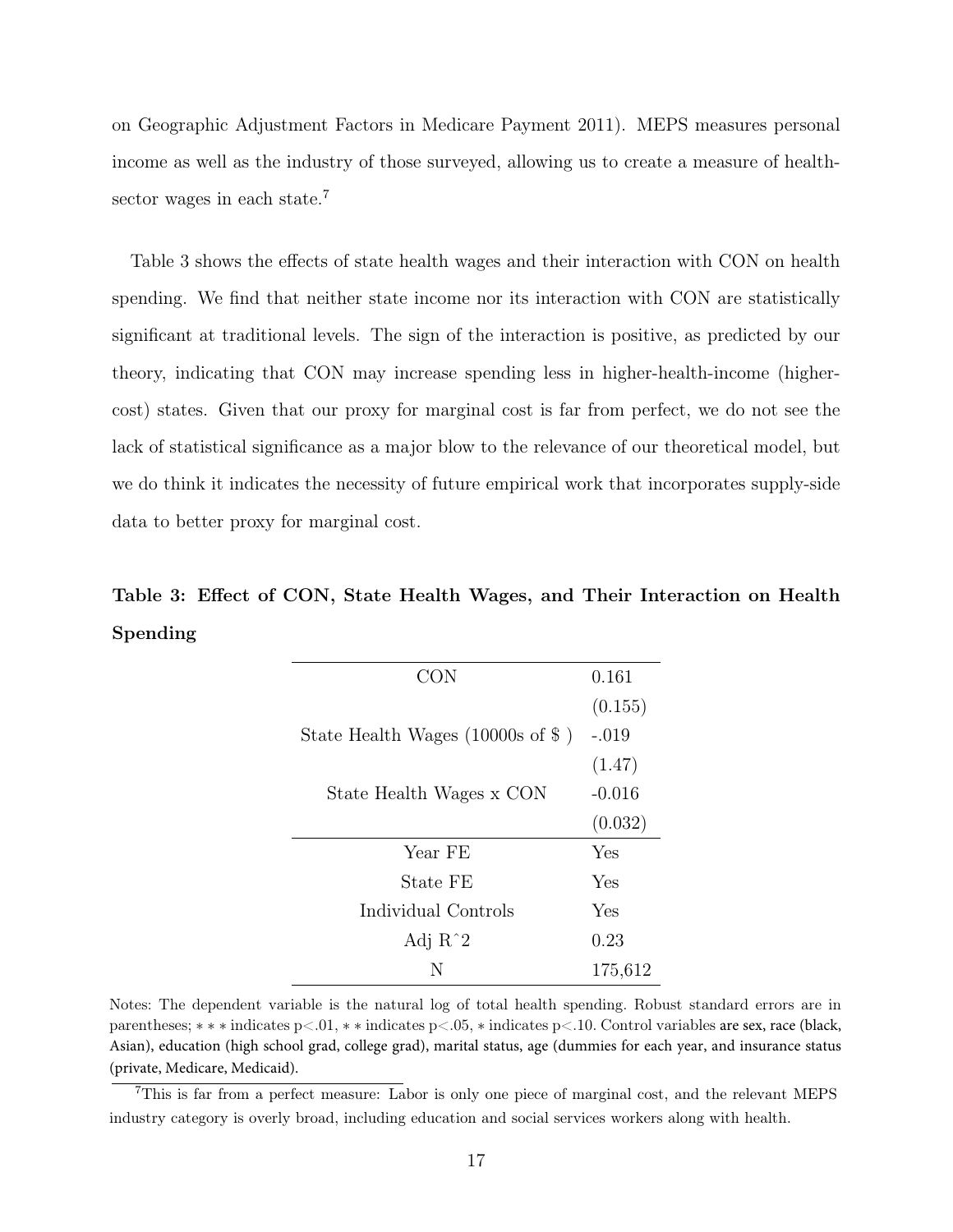on Geographic Adjustment Factors in Medicare Payment 2011). MEPS measures personal income as well as the industry of those surveyed, allowing us to create a measure of health-sector wages in each state.[7]

Table 3 shows the effects of state health wages and their interaction with CON on health spending. We find that neither state income nor its interaction with CON are statistically significant at traditional levels. The sign of the interaction is positive, as predicted by our theory, indicating that CON may increase spending less in higher-health-income (higher-cost) states. Given that our proxy for marginal cost is far from perfect, we do not see the lack of statistical significance as a major blow to the relevance of our theoretical model, but we do think it indicates the necessity of future empirical work that incorporates supply-side data to better proxy for marginal cost.

**Table 3: Effect of CON, State Health Wages, and Their Interaction on Health Spending**

| | |
|---|---|
| CON | 0.161 |
| | (0.155) |
| State Health Wages (10000s of \$ ) | -.019 |
| | (1.47) |
| State Health Wages x CON | -0.016 |
| | (0.032) |
| Year FE | Yes |
| State FE | Yes |
| Individual Controls | Yes |
| Adj R^2 | 0.23 |
| N | 175,612 |

Notes: The dependent variable is the natural log of total health spending. Robust standard errors are in parentheses; $***$ indicates p<.01, $**$ indicates p<.05, $*$ indicates p<.10. Control variables are sex, race (black, Asian), education (high school grad, college grad), marital status, age (dummies for each year, and insurance status (private, Medicare, Medicaid).

[7] This is far from a perfect measure: Labor is only one piece of marginal cost, and the relevant MEPS industry category is overly broad, including education and social services workers along with health.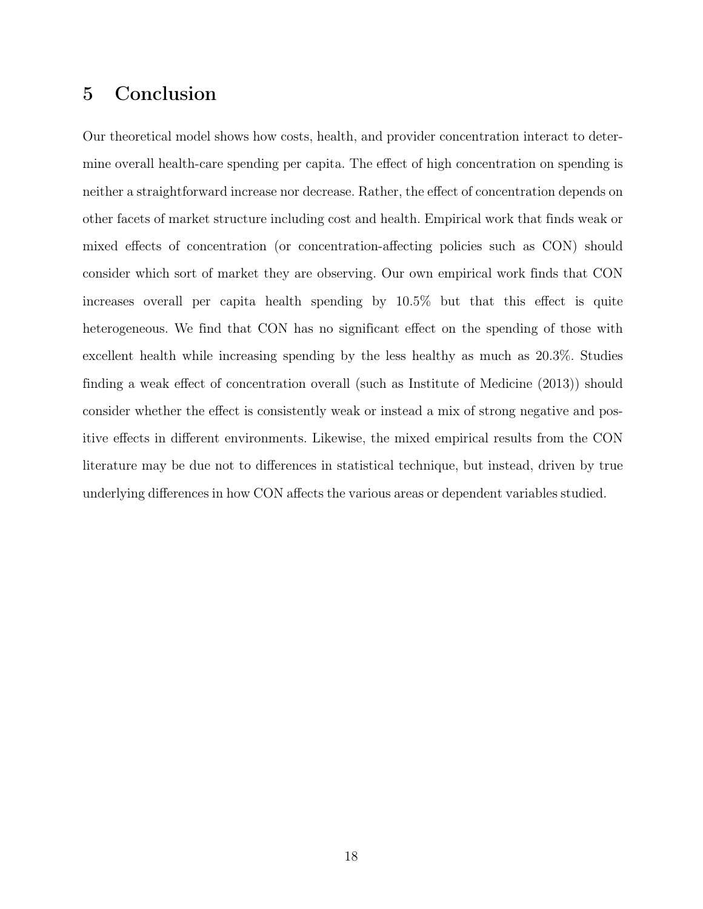## 5 Conclusion

Our theoretical model shows how costs, health, and provider concentration interact to determine overall health-care spending per capita. The effect of high concentration on spending is neither a straightforward increase nor decrease. Rather, the effect of concentration depends on other facets of market structure including cost and health. Empirical work that finds weak or mixed effects of concentration (or concentration-affecting policies such as CON) should consider which sort of market they are observing. Our own empirical work finds that CON increases overall per capita health spending by 10.5% but that this effect is quite heterogeneous. We find that CON has no significant effect on the spending of those with excellent health while increasing spending by the less healthy as much as 20.3%. Studies finding a weak effect of concentration overall (such as Institute of Medicine (2013)) should consider whether the effect is consistently weak or instead a mix of strong negative and positive effects in different environments. Likewise, the mixed empirical results from the CON literature may be due not to differences in statistical technique, but instead, driven by true underlying differences in how CON affects the various areas or dependent variables studied.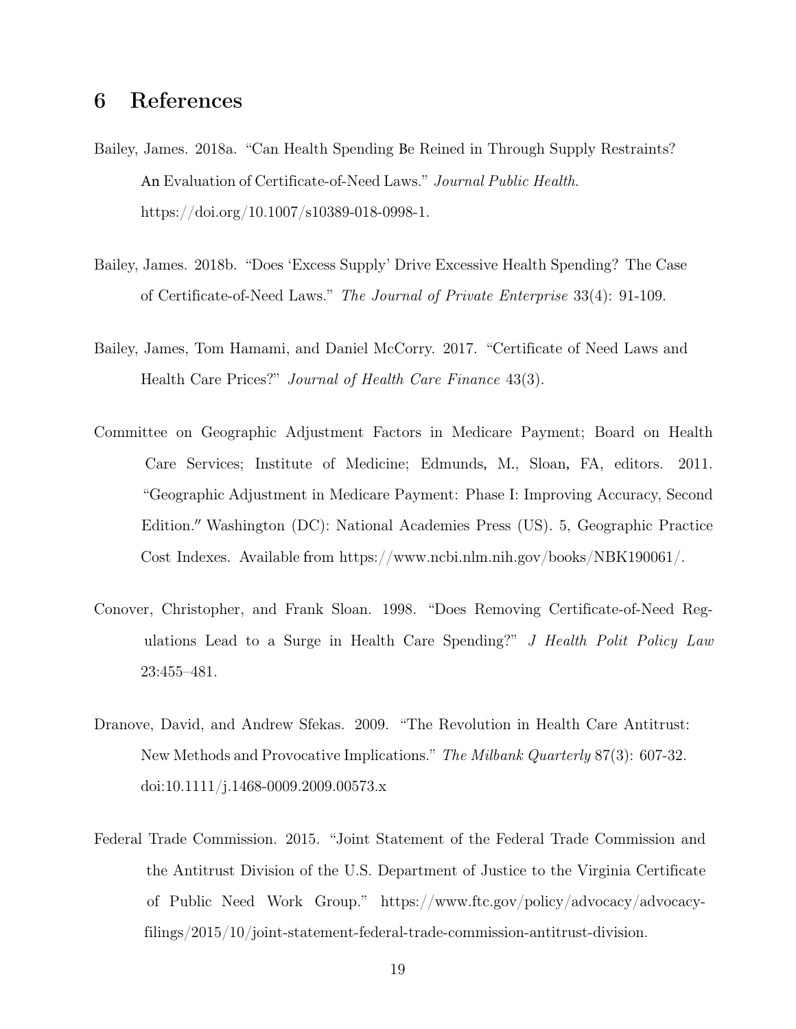# 6 References

Bailey, James. 2018a. "Can Health Spending Be Reined in Through Supply Restraints? An Evaluation of Certificate-of-Need Laws." *Journal Public Health*. https://doi.org/10.1007/s10389-018-0998-1.

Bailey, James. 2018b. "Does 'Excess Supply' Drive Excessive Health Spending? The Case of Certificate-of-Need Laws." *The Journal of Private Enterprise* 33(4): 91-109.

Bailey, James, Tom Hamami, and Daniel McCorry. 2017. "Certificate of Need Laws and Health Care Prices?" *Journal of Health Care Finance* 43(3).

Committee on Geographic Adjustment Factors in Medicare Payment; Board on Health Care Services; Institute of Medicine; Edmunds, M., Sloan, FA, editors. 2011. "Geographic Adjustment in Medicare Payment: Phase I: Improving Accuracy, Second Edition." Washington (DC): National Academies Press (US). 5, Geographic Practice Cost Indexes. Available from https://www.ncbi.nlm.nih.gov/books/NBK190061/.

Conover, Christopher, and Frank Sloan. 1998. "Does Removing Certificate-of-Need Regulations Lead to a Surge in Health Care Spending?" *J Health Polit Policy Law* 23:455–481.

Dranove, David, and Andrew Sfekas. 2009. "The Revolution in Health Care Antitrust: New Methods and Provocative Implications." *The Milbank Quarterly* 87(3): 607-32. doi:10.1111/j.1468-0009.2009.00573.x

Federal Trade Commission. 2015. "Joint Statement of the Federal Trade Commission and the Antitrust Division of the U.S. Department of Justice to the Virginia Certificate of Public Need Work Group." https://www.ftc.gov/policy/advocacy/advocacy-filings/2015/10/joint-statement-federal-trade-commission-antitrust-division.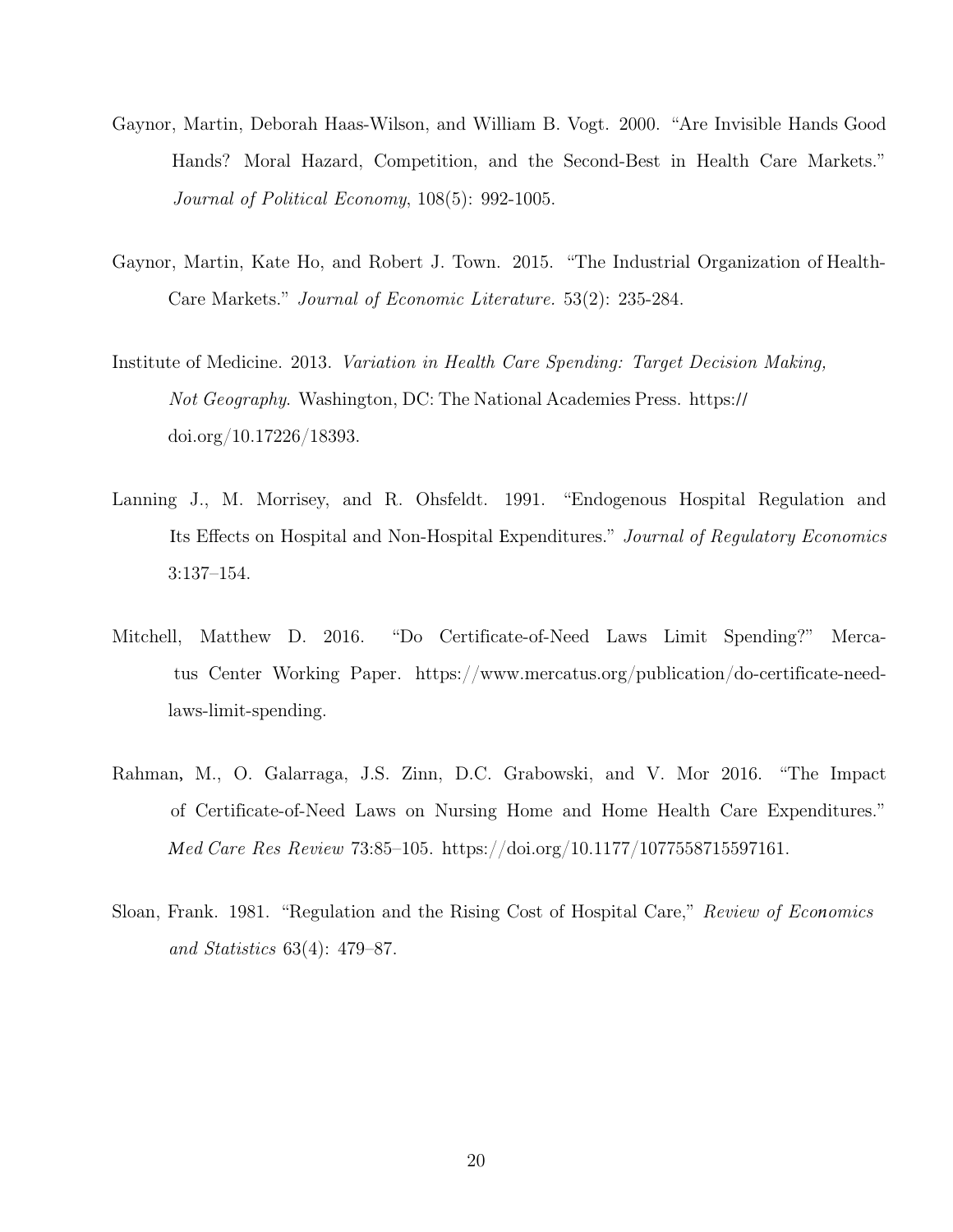Gaynor, Martin, Deborah Haas-Wilson, and William B. Vogt. 2000. "Are Invisible Hands Good Hands? Moral Hazard, Competition, and the Second-Best in Health Care Markets." *Journal of Political Economy*, 108(5): 992-1005.

Gaynor, Martin, Kate Ho, and Robert J. Town. 2015. "The Industrial Organization of Health-Care Markets." *Journal of Economic Literature.* 53(2): 235-284.

Institute of Medicine. 2013. *Variation in Health Care Spending: Target Decision Making, Not Geography*. Washington, DC: The National Academies Press. https:// doi.org/10.17226/18393.

Lanning J., M. Morrisey, and R. Ohsfeldt. 1991. "Endogenous Hospital Regulation and Its Effects on Hospital and Non-Hospital Expenditures." *Journal of Regulatory Economics* 3:137–154.

Mitchell, Matthew D. 2016. "Do Certificate-of-Need Laws Limit Spending?" Mercatus Center Working Paper. https://www.mercatus.org/publication/do-certificate-need-laws-limit-spending.

Rahman, M., O. Galarraga, J.S. Zinn, D.C. Grabowski, and V. Mor 2016. "The Impact of Certificate-of-Need Laws on Nursing Home and Home Health Care Expenditures." *Med Care Res Review* 73:85–105. https://doi.org/10.1177/1077558715597161.

Sloan, Frank. 1981. "Regulation and the Rising Cost of Hospital Care," *Review of Economics and Statistics* 63(4): 479–87.